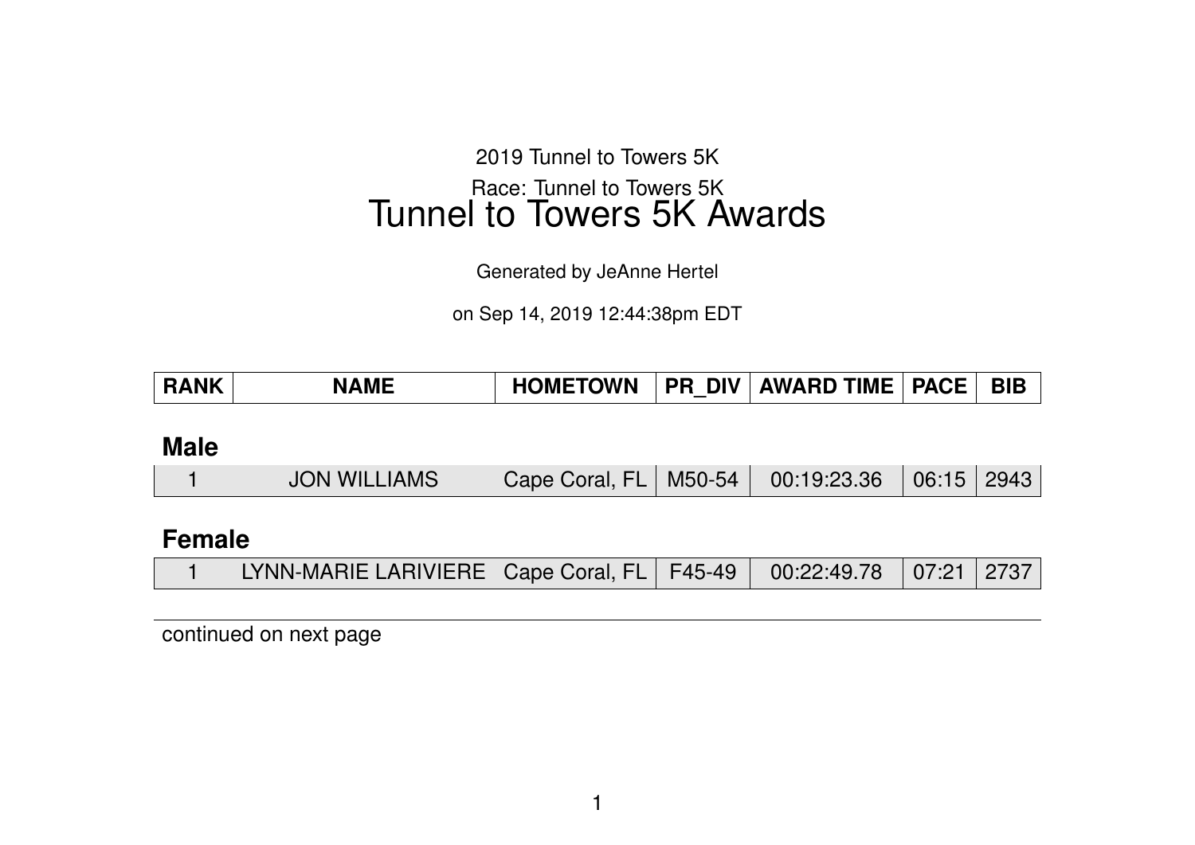2019 Tunnel to Towers 5K

Race: Tunnel to Towers 5K

# Tunnel to Towers 5K Awards

Generated by JeAnne Hertel

on Sep 14, 2019 12:44:38pm EDT

| RANK | NAME | HOMETOWN | PR_DIV | AWARD TIME | PACE | BIB |
|---|---|---|---|---|---|---|
| **Male** | | | | | | |
| 1 | JON WILLIAMS | Cape Coral, FL | M50-54 | 00:19:23.36 | 06:15 | 2943 |
| **Female** | | | | | | |
| 1 | LYNN-MARIE LARIVIERE | Cape Coral, FL | F45-49 | 00:22:49.78 | 07:21 | 2737 |

continued on next page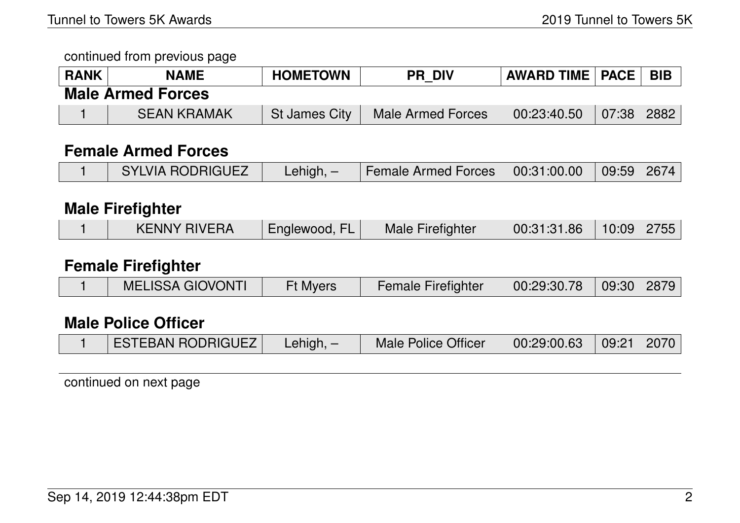continued from previous page

| RANK | NAME | HOMETOWN | PR_DIV | AWARD TIME | PACE | BIB |
|---|---|---|---|---|---|---|

### Male Armed Forces

| RANK | NAME | HOMETOWN | PR_DIV | AWARD TIME | PACE | BIB |
|---|---|---|---|---|---|---|
| 1 | SEAN KRAMAK | St James City | Male Armed Forces | 00:23:40.50 | 07:38 | 2882 |

### Female Armed Forces

| RANK | NAME | HOMETOWN | PR_DIV | AWARD TIME | PACE | BIB |
|---|---|---|---|---|---|---|
| 1 | SYLVIA RODRIGUEZ | Lehigh, – | Female Armed Forces | 00:31:00.00 | 09:59 | 2674 |

### Male Firefighter

| RANK | NAME | HOMETOWN | PR_DIV | AWARD TIME | PACE | BIB |
|---|---|---|---|---|---|---|
| 1 | KENNY RIVERA | Englewood, FL | Male Firefighter | 00:31:31.86 | 10:09 | 2755 |

### Female Firefighter

| RANK | NAME | HOMETOWN | PR_DIV | AWARD TIME | PACE | BIB |
|---|---|---|---|---|---|---|
| 1 | MELISSA GIOVONTI | Ft Myers | Female Firefighter | 00:29:30.78 | 09:30 | 2879 |

### Male Police Officer

| RANK | NAME | HOMETOWN | PR_DIV | AWARD TIME | PACE | BIB |
|---|---|---|---|---|---|---|
| 1 | ESTEBAN RODRIGUEZ | Lehigh, – | Male Police Officer | 00:29:00.63 | 09:21 | 2070 |

continued on next page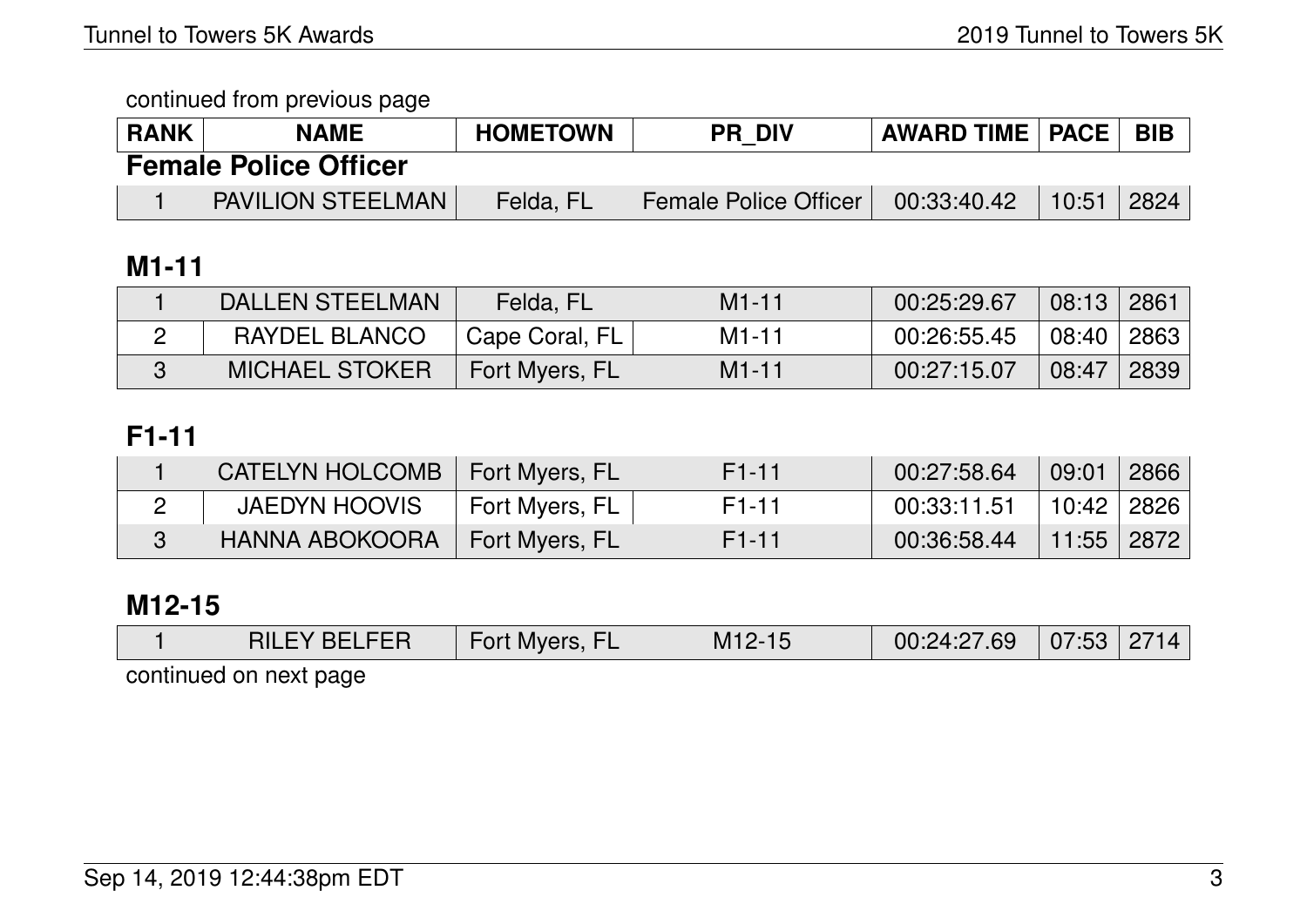continued from previous page

| RANK | NAME | HOMETOWN | PR_DIV | AWARD TIME | PACE | BIB |
|---|---|---|---|---|---|---|

### Female Police Officer

| RANK | NAME | HOMETOWN | PR_DIV | AWARD TIME | PACE | BIB |
|---|---|---|---|---|---|---|
| 1 | PAVILION STEELMAN | Felda, FL | Female Police Officer | 00:33:40.42 | 10:51 | 2824 |

### M1-11

| RANK | NAME | HOMETOWN | PR_DIV | AWARD TIME | PACE | BIB |
|---|---|---|---|---|---|---|
| 1 | DALLEN STEELMAN | Felda, FL | M1-11 | 00:25:29.67 | 08:13 | 2861 |
| 2 | RAYDEL BLANCO | Cape Coral, FL | M1-11 | 00:26:55.45 | 08:40 | 2863 |
| 3 | MICHAEL STOKER | Fort Myers, FL | M1-11 | 00:27:15.07 | 08:47 | 2839 |

### F1-11

| RANK | NAME | HOMETOWN | PR_DIV | AWARD TIME | PACE | BIB |
|---|---|---|---|---|---|---|
| 1 | CATELYN HOLCOMB | Fort Myers, FL | F1-11 | 00:27:58.64 | 09:01 | 2866 |
| 2 | JAEDYN HOOVIS | Fort Myers, FL | F1-11 | 00:33:11.51 | 10:42 | 2826 |
| 3 | HANNA ABOKOORA | Fort Myers, FL | F1-11 | 00:36:58.44 | 11:55 | 2872 |

### M12-15

| RANK | NAME | HOMETOWN | PR_DIV | AWARD TIME | PACE | BIB |
|---|---|---|---|---|---|---|
| 1 | RILEY BELFER | Fort Myers, FL | M12-15 | 00:24:27.69 | 07:53 | 2714 |

continued on next page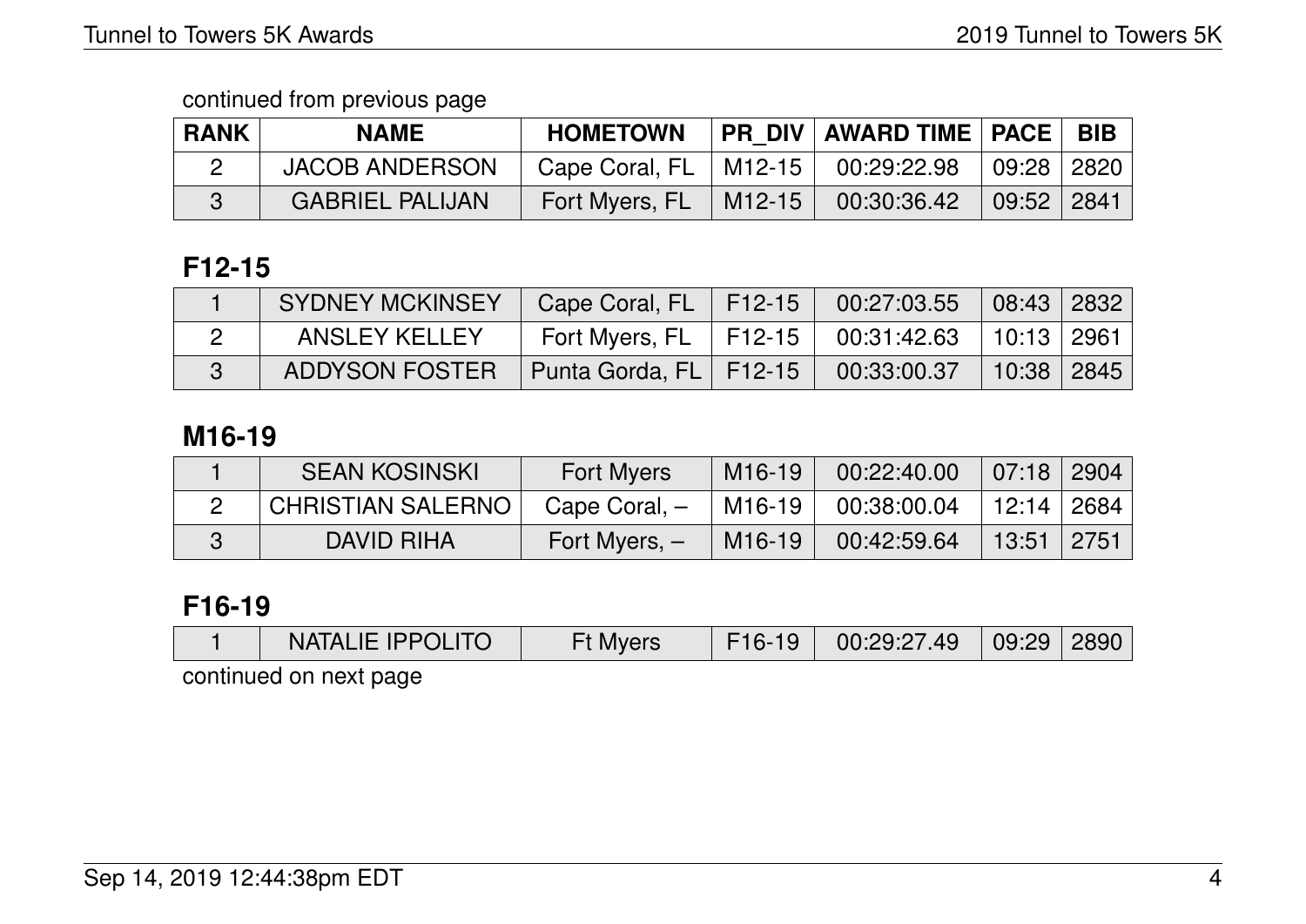continued from previous page

| RANK | NAME | HOMETOWN | PR_DIV | AWARD TIME | PACE | BIB |
|---|---|---|---|---|---|---|
| 2 | JACOB ANDERSON | Cape Coral, FL | M12-15 | 00:29:22.98 | 09:28 | 2820 |
| 3 | GABRIEL PALIJAN | Fort Myers, FL | M12-15 | 00:30:36.42 | 09:52 | 2841 |

## F12-15

| RANK | NAME | HOMETOWN | PR_DIV | AWARD TIME | PACE | BIB |
|---|---|---|---|---|---|---|
| 1 | SYDNEY MCKINSEY | Cape Coral, FL | F12-15 | 00:27:03.55 | 08:43 | 2832 |
| 2 | ANSLEY KELLEY | Fort Myers, FL | F12-15 | 00:31:42.63 | 10:13 | 2961 |
| 3 | ADDYSON FOSTER | Punta Gorda, FL | F12-15 | 00:33:00.37 | 10:38 | 2845 |

## M16-19

| RANK | NAME | HOMETOWN | PR_DIV | AWARD TIME | PACE | BIB |
|---|---|---|---|---|---|---|
| 1 | SEAN KOSINSKI | Fort Myers | M16-19 | 00:22:40.00 | 07:18 | 2904 |
| 2 | CHRISTIAN SALERNO | Cape Coral, – | M16-19 | 00:38:00.04 | 12:14 | 2684 |
| 3 | DAVID RIHA | Fort Myers, – | M16-19 | 00:42:59.64 | 13:51 | 2751 |

## F16-19

| RANK | NAME | HOMETOWN | PR_DIV | AWARD TIME | PACE | BIB |
|---|---|---|---|---|---|---|
| 1 | NATALIE IPPOLITO | Ft Myers | F16-19 | 00:29:27.49 | 09:29 | 2890 |

continued on next page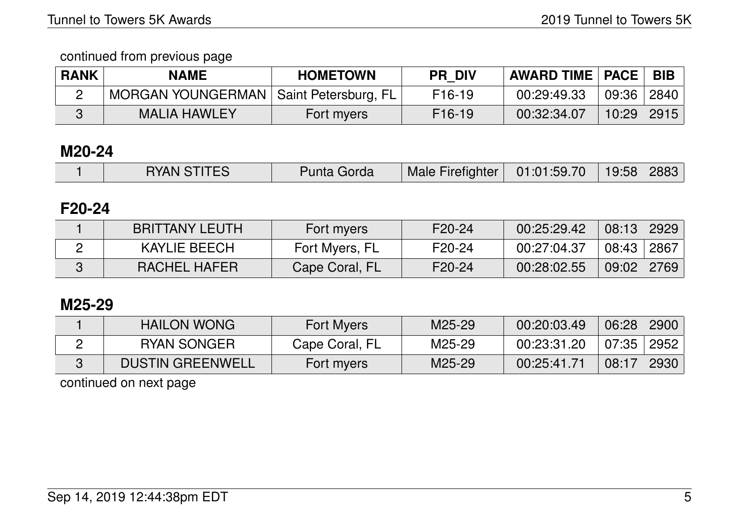continued from previous page

| RANK | NAME | HOMETOWN | PR_DIV | AWARD TIME | PACE | BIB |
|---|---|---|---|---|---|---|
| 2 | MORGAN YOUNGERMAN | Saint Petersburg, FL | F16-19 | 00:29:49.33 | 09:36 | 2840 |
| 3 | MALIA HAWLEY | Fort myers | F16-19 | 00:32:34.07 | 10:29 | 2915 |

## M20-24

| RANK | NAME | HOMETOWN | PR_DIV | AWARD TIME | PACE | BIB |
|---|---|---|---|---|---|---|
| 1 | RYAN STITES | Punta Gorda | Male Firefighter | 01:01:59.70 | 19:58 | 2883 |

## F20-24

| RANK | NAME | HOMETOWN | PR_DIV | AWARD TIME | PACE | BIB |
|---|---|---|---|---|---|---|
| 1 | BRITTANY LEUTH | Fort myers | F20-24 | 00:25:29.42 | 08:13 | 2929 |
| 2 | KAYLIE BEECH | Fort Myers, FL | F20-24 | 00:27:04.37 | 08:43 | 2867 |
| 3 | RACHEL HAFER | Cape Coral, FL | F20-24 | 00:28:02.55 | 09:02 | 2769 |

## M25-29

| RANK | NAME | HOMETOWN | PR_DIV | AWARD TIME | PACE | BIB |
|---|---|---|---|---|---|---|
| 1 | HAILON WONG | Fort Myers | M25-29 | 00:20:03.49 | 06:28 | 2900 |
| 2 | RYAN SONGER | Cape Coral, FL | M25-29 | 00:23:31.20 | 07:35 | 2952 |
| 3 | DUSTIN GREENWELL | Fort myers | M25-29 | 00:25:41.71 | 08:17 | 2930 |

continued on next page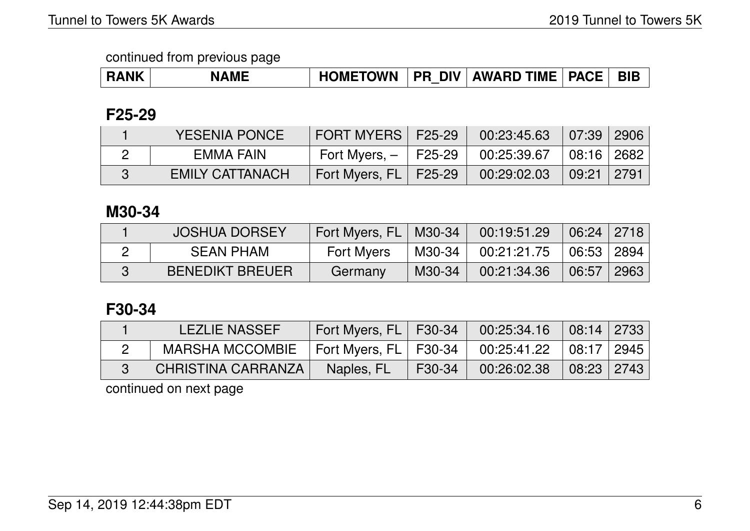continued from previous page

| RANK | NAME | HOMETOWN | PR_DIV | AWARD TIME | PACE | BIB |
|---|---|---|---|---|---|---|

## F25-29

| RANK | NAME | HOMETOWN | PR_DIV | AWARD TIME | PACE | BIB |
|---|---|---|---|---|---|---|
| 1 | YESENIA PONCE | FORT MYERS | F25-29 | 00:23:45.63 | 07:39 | 2906 |
| 2 | EMMA FAIN | Fort Myers, – | F25-29 | 00:25:39.67 | 08:16 | 2682 |
| 3 | EMILY CATTANACH | Fort Myers, FL | F25-29 | 00:29:02.03 | 09:21 | 2791 |

## M30-34

| RANK | NAME | HOMETOWN | PR_DIV | AWARD TIME | PACE | BIB |
|---|---|---|---|---|---|---|
| 1 | JOSHUA DORSEY | Fort Myers, FL | M30-34 | 00:19:51.29 | 06:24 | 2718 |
| 2 | SEAN PHAM | Fort Myers | M30-34 | 00:21:21.75 | 06:53 | 2894 |
| 3 | BENEDIKT BREUER | Germany | M30-34 | 00:21:34.36 | 06:57 | 2963 |

## F30-34

| RANK | NAME | HOMETOWN | PR_DIV | AWARD TIME | PACE | BIB |
|---|---|---|---|---|---|---|
| 1 | LEZLIE NASSEF | Fort Myers, FL | F30-34 | 00:25:34.16 | 08:14 | 2733 |
| 2 | MARSHA MCCOMBIE | Fort Myers, FL | F30-34 | 00:25:41.22 | 08:17 | 2945 |
| 3 | CHRISTINA CARRANZA | Naples, FL | F30-34 | 00:26:02.38 | 08:23 | 2743 |

continued on next page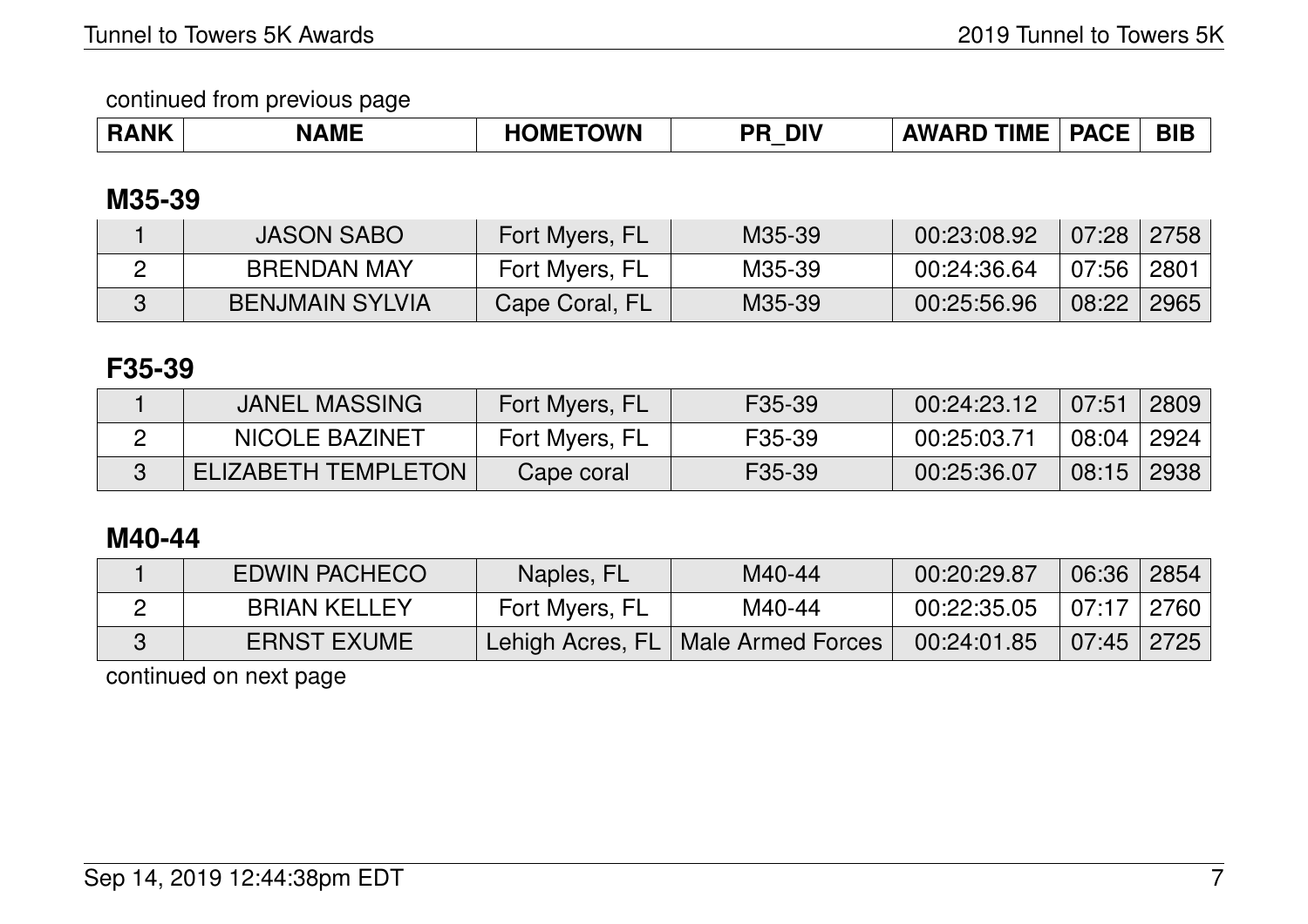continued from previous page

| RANK | NAME | HOMETOWN | PR_DIV | AWARD TIME | PACE | BIB |
|---|---|---|---|---|---|---|

## M35-39

| RANK | NAME | HOMETOWN | PR_DIV | AWARD TIME | PACE | BIB |
|---|---|---|---|---|---|---|
| 1 | JASON SABO | Fort Myers, FL | M35-39 | 00:23:08.92 | 07:28 | 2758 |
| 2 | BRENDAN MAY | Fort Myers, FL | M35-39 | 00:24:36.64 | 07:56 | 2801 |
| 3 | BENJMAIN SYLVIA | Cape Coral, FL | M35-39 | 00:25:56.96 | 08:22 | 2965 |

## F35-39

| RANK | NAME | HOMETOWN | PR_DIV | AWARD TIME | PACE | BIB |
|---|---|---|---|---|---|---|
| 1 | JANEL MASSING | Fort Myers, FL | F35-39 | 00:24:23.12 | 07:51 | 2809 |
| 2 | NICOLE BAZINET | Fort Myers, FL | F35-39 | 00:25:03.71 | 08:04 | 2924 |
| 3 | ELIZABETH TEMPLETON | Cape coral | F35-39 | 00:25:36.07 | 08:15 | 2938 |

## M40-44

| RANK | NAME | HOMETOWN | PR_DIV | AWARD TIME | PACE | BIB |
|---|---|---|---|---|---|---|
| 1 | EDWIN PACHECO | Naples, FL | M40-44 | 00:20:29.87 | 06:36 | 2854 |
| 2 | BRIAN KELLEY | Fort Myers, FL | M40-44 | 00:22:35.05 | 07:17 | 2760 |
| 3 | ERNST EXUME | Lehigh Acres, FL | Male Armed Forces | 00:24:01.85 | 07:45 | 2725 |

continued on next page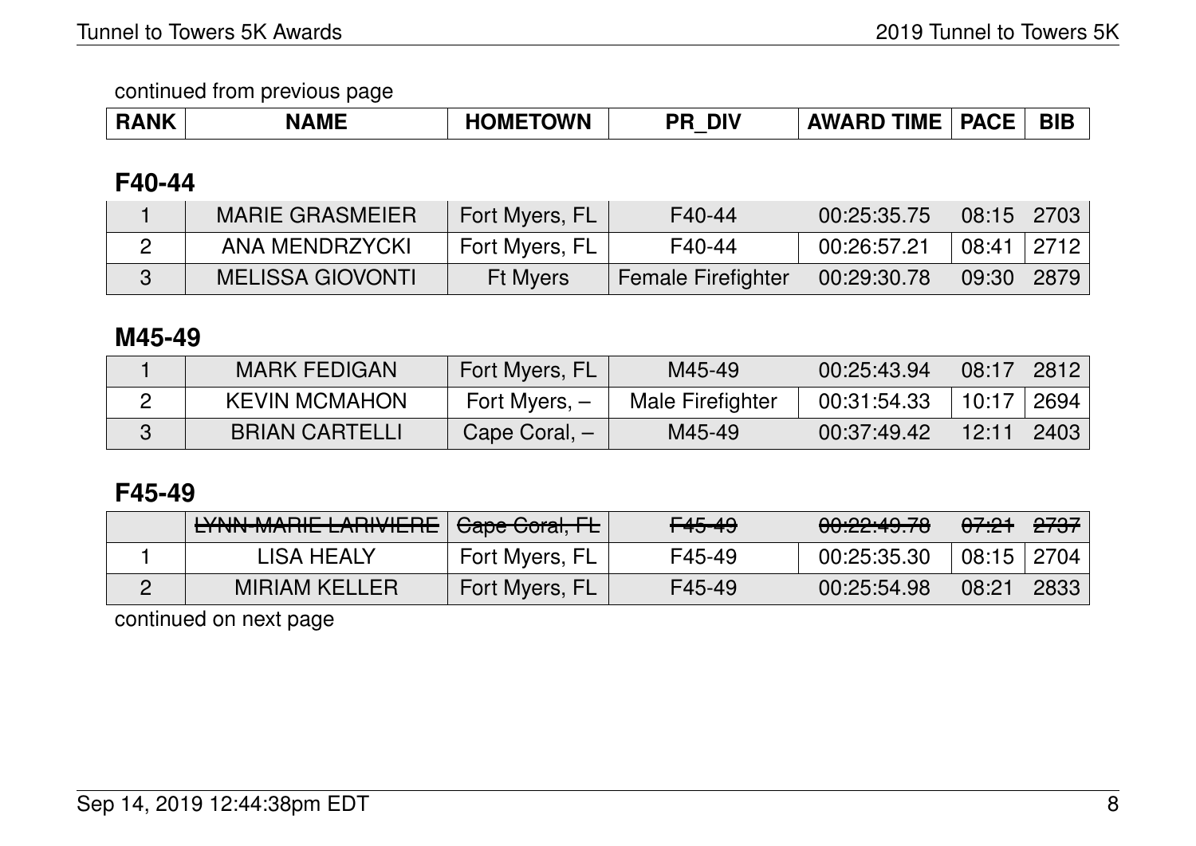continued from previous page

| RANK | NAME | HOMETOWN | PR_DIV | AWARD TIME | PACE | BIB |
|---|---|---|---|---|---|---|

## F40-44

| RANK | NAME | HOMETOWN | PR_DIV | AWARD TIME | PACE | BIB |
|---|---|---|---|---|---|---|
| 1 | MARIE GRASMEIER | Fort Myers, FL | F40-44 | 00:25:35.75 | 08:15 | 2703 |
| 2 | ANA MENDRZYCKI | Fort Myers, FL | F40-44 | 00:26:57.21 | 08:41 | 2712 |
| 3 | MELISSA GIOVONTI | Ft Myers | Female Firefighter | 00:29:30.78 | 09:30 | 2879 |

## M45-49

| RANK | NAME | HOMETOWN | PR_DIV | AWARD TIME | PACE | BIB |
|---|---|---|---|---|---|---|
| 1 | MARK FEDIGAN | Fort Myers, FL | M45-49 | 00:25:43.94 | 08:17 | 2812 |
| 2 | KEVIN MCMAHON | Fort Myers, – | Male Firefighter | 00:31:54.33 | 10:17 | 2694 |
| 3 | BRIAN CARTELLI | Cape Coral, – | M45-49 | 00:37:49.42 | 12:11 | 2403 |

## F45-49

| RANK | NAME | HOMETOWN | PR_DIV | AWARD TIME | PACE | BIB |
|---|---|---|---|---|---|---|
| | ~~LYNN-MARIE LARIVIERE~~ | ~~Cape Coral, FL~~ | ~~F45-49~~ | ~~00:22:49.78~~ | ~~07:21~~ | ~~2737~~ |
| 1 | LISA HEALY | Fort Myers, FL | F45-49 | 00:25:35.30 | 08:15 | 2704 |
| 2 | MIRIAM KELLER | Fort Myers, FL | F45-49 | 00:25:54.98 | 08:21 | 2833 |

continued on next page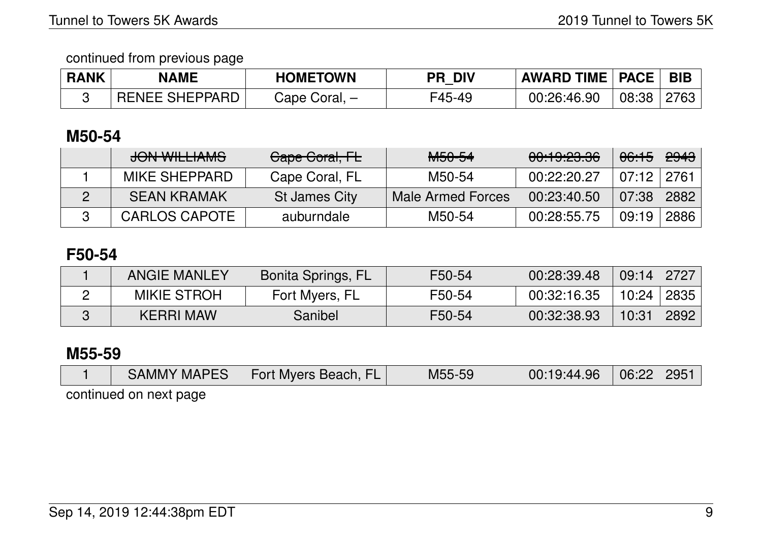continued from previous page

| RANK | NAME | HOMETOWN | PR_DIV | AWARD TIME | PACE | BIB |
|---|---|---|---|---|---|---|
| 3 | RENEE SHEPPARD | Cape Coral, – | F45-49 | 00:26:46.90 | 08:38 | 2763 |

## M50-54

| RANK | NAME | HOMETOWN | PR_DIV | AWARD TIME | PACE | BIB |
|---|---|---|---|---|---|---|
| | ~~JON WILLIAMS~~ | ~~Cape Coral, FL~~ | ~~M50-54~~ | ~~00:19:23.36~~ | ~~06:15~~ | ~~2943~~ |
| 1 | MIKE SHEPPARD | Cape Coral, FL | M50-54 | 00:22:20.27 | 07:12 | 2761 |
| 2 | SEAN KRAMAK | St James City | Male Armed Forces | 00:23:40.50 | 07:38 | 2882 |
| 3 | CARLOS CAPOTE | auburndale | M50-54 | 00:28:55.75 | 09:19 | 2886 |

## F50-54

| RANK | NAME | HOMETOWN | PR_DIV | AWARD TIME | PACE | BIB |
|---|---|---|---|---|---|---|
| 1 | ANGIE MANLEY | Bonita Springs, FL | F50-54 | 00:28:39.48 | 09:14 | 2727 |
| 2 | MIKIE STROH | Fort Myers, FL | F50-54 | 00:32:16.35 | 10:24 | 2835 |
| 3 | KERRI MAW | Sanibel | F50-54 | 00:32:38.93 | 10:31 | 2892 |

## M55-59

| RANK | NAME | HOMETOWN | PR_DIV | AWARD TIME | PACE | BIB |
|---|---|---|---|---|---|---|
| 1 | SAMMY MAPES | Fort Myers Beach, FL | M55-59 | 00:19:44.96 | 06:22 | 2951 |

continued on next page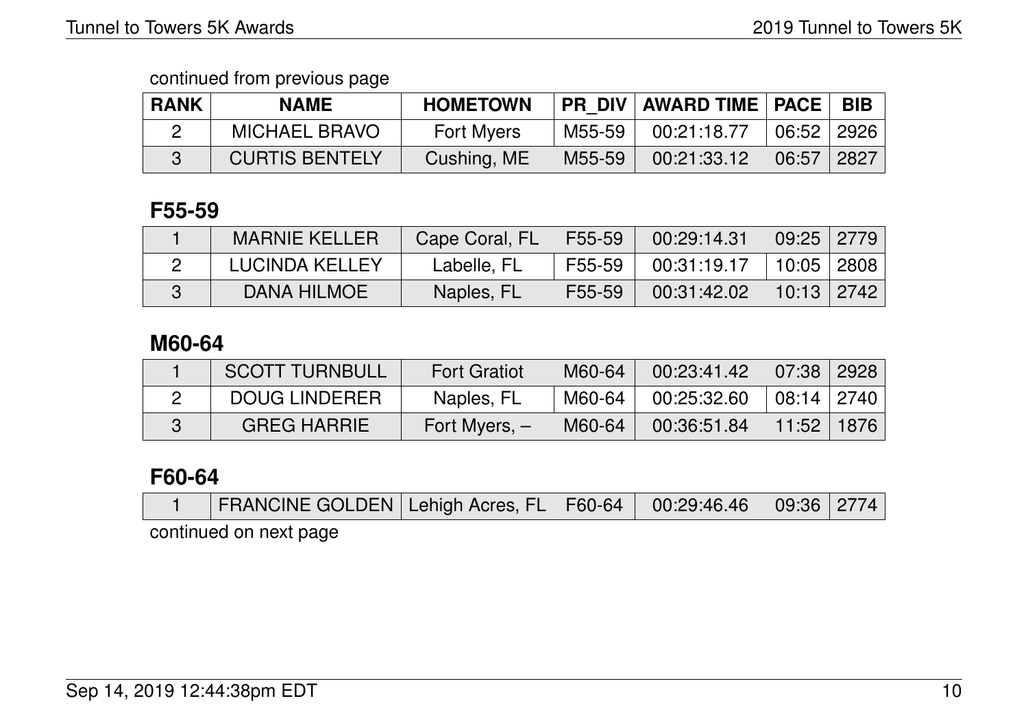continued from previous page

| RANK | NAME | HOMETOWN | PR_DIV | AWARD TIME | PACE | BIB |
|---|---|---|---|---|---|---|
| 2 | MICHAEL BRAVO | Fort Myers | M55-59 | 00:21:18.77 | 06:52 | 2926 |
| 3 | CURTIS BENTELY | Cushing, ME | M55-59 | 00:21:33.12 | 06:57 | 2827 |

## F55-59

| RANK | NAME | HOMETOWN | PR_DIV | AWARD TIME | PACE | BIB |
|---|---|---|---|---|---|---|
| 1 | MARNIE KELLER | Cape Coral, FL | F55-59 | 00:29:14.31 | 09:25 | 2779 |
| 2 | LUCINDA KELLEY | Labelle, FL | F55-59 | 00:31:19.17 | 10:05 | 2808 |
| 3 | DANA HILMOE | Naples, FL | F55-59 | 00:31:42.02 | 10:13 | 2742 |

## M60-64

| RANK | NAME | HOMETOWN | PR_DIV | AWARD TIME | PACE | BIB |
|---|---|---|---|---|---|---|
| 1 | SCOTT TURNBULL | Fort Gratiot | M60-64 | 00:23:41.42 | 07:38 | 2928 |
| 2 | DOUG LINDERER | Naples, FL | M60-64 | 00:25:32.60 | 08:14 | 2740 |
| 3 | GREG HARRIE | Fort Myers, – | M60-64 | 00:36:51.84 | 11:52 | 1876 |

## F60-64

| RANK | NAME | HOMETOWN | PR_DIV | AWARD TIME | PACE | BIB |
|---|---|---|---|---|---|---|
| 1 | FRANCINE GOLDEN | Lehigh Acres, FL | F60-64 | 00:29:46.46 | 09:36 | 2774 |

continued on next page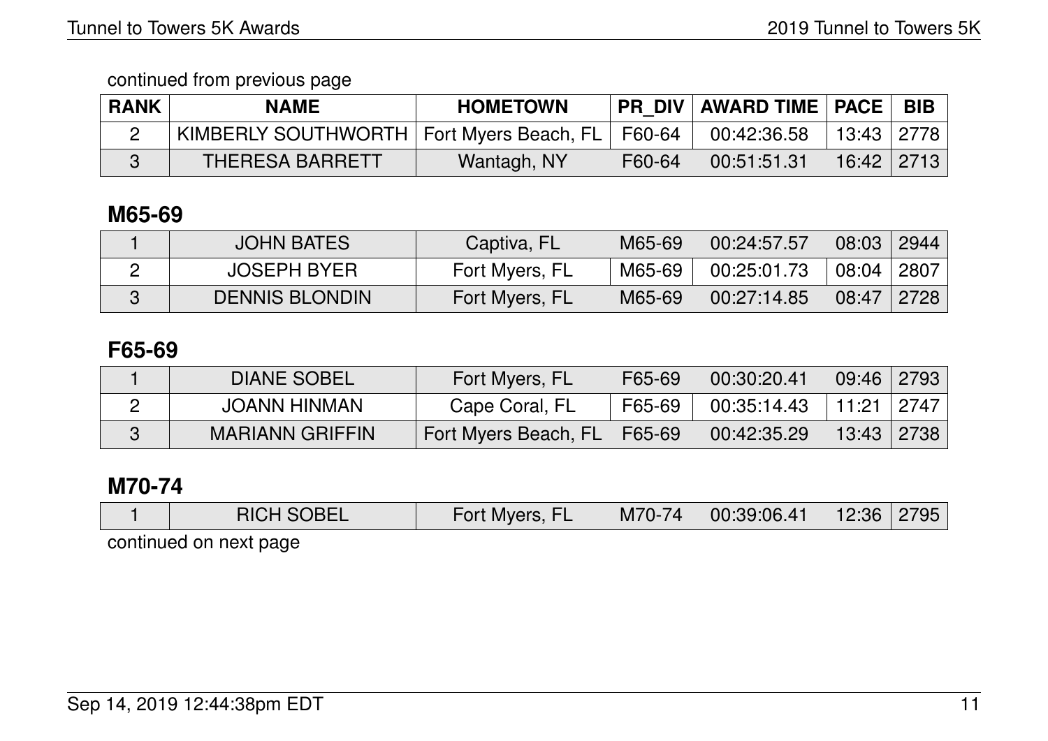continued from previous page

| RANK | NAME | HOMETOWN | PR_DIV | AWARD TIME | PACE | BIB |
|---|---|---|---|---|---|---|
| 2 | KIMBERLY SOUTHWORTH | Fort Myers Beach, FL | F60-64 | 00:42:36.58 | 13:43 | 2778 |
| 3 | THERESA BARRETT | Wantagh, NY | F60-64 | 00:51:51.31 | 16:42 | 2713 |

## M65-69

| RANK | NAME | HOMETOWN | PR_DIV | AWARD TIME | PACE | BIB |
|---|---|---|---|---|---|---|
| 1 | JOHN BATES | Captiva, FL | M65-69 | 00:24:57.57 | 08:03 | 2944 |
| 2 | JOSEPH BYER | Fort Myers, FL | M65-69 | 00:25:01.73 | 08:04 | 2807 |
| 3 | DENNIS BLONDIN | Fort Myers, FL | M65-69 | 00:27:14.85 | 08:47 | 2728 |

## F65-69

| RANK | NAME | HOMETOWN | PR_DIV | AWARD TIME | PACE | BIB |
|---|---|---|---|---|---|---|
| 1 | DIANE SOBEL | Fort Myers, FL | F65-69 | 00:30:20.41 | 09:46 | 2793 |
| 2 | JOANN HINMAN | Cape Coral, FL | F65-69 | 00:35:14.43 | 11:21 | 2747 |
| 3 | MARIANN GRIFFIN | Fort Myers Beach, FL | F65-69 | 00:42:35.29 | 13:43 | 2738 |

## M70-74

| RANK | NAME | HOMETOWN | PR_DIV | AWARD TIME | PACE | BIB |
|---|---|---|---|---|---|---|
| 1 | RICH SOBEL | Fort Myers, FL | M70-74 | 00:39:06.41 | 12:36 | 2795 |

continued on next page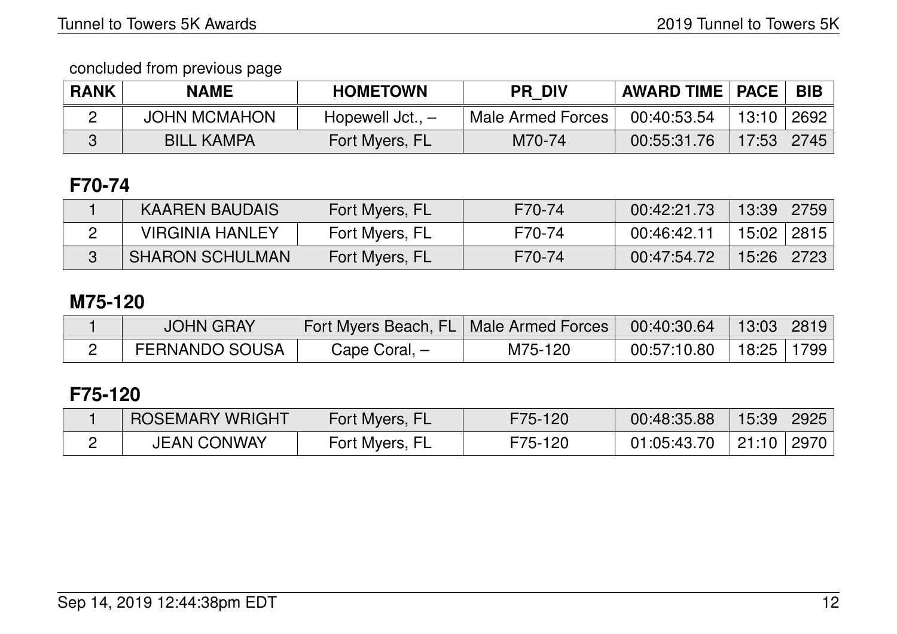concluded from previous page

| RANK | NAME | HOMETOWN | PR_DIV | AWARD TIME | PACE | BIB |
|---|---|---|---|---|---|---|
| 2 | JOHN MCMAHON | Hopewell Jct., – | Male Armed Forces | 00:40:53.54 | 13:10 | 2692 |
| 3 | BILL KAMPA | Fort Myers, FL | M70-74 | 00:55:31.76 | 17:53 | 2745 |

## F70-74

| | | | | | | |
|---|---|---|---|---|---|---|
| 1 | KAAREN BAUDAIS | Fort Myers, FL | F70-74 | 00:42:21.73 | 13:39 | 2759 |
| 2 | VIRGINIA HANLEY | Fort Myers, FL | F70-74 | 00:46:42.11 | 15:02 | 2815 |
| 3 | SHARON SCHULMAN | Fort Myers, FL | F70-74 | 00:47:54.72 | 15:26 | 2723 |

## M75-120

| | | | | | | |
|---|---|---|---|---|---|---|
| 1 | JOHN GRAY | Fort Myers Beach, FL | Male Armed Forces | 00:40:30.64 | 13:03 | 2819 |
| 2 | FERNANDO SOUSA | Cape Coral, – | M75-120 | 00:57:10.80 | 18:25 | 1799 |

## F75-120

| | | | | | | |
|---|---|---|---|---|---|---|
| 1 | ROSEMARY WRIGHT | Fort Myers, FL | F75-120 | 00:48:35.88 | 15:39 | 2925 |
| 2 | JEAN CONWAY | Fort Myers, FL | F75-120 | 01:05:43.70 | 21:10 | 2970 |